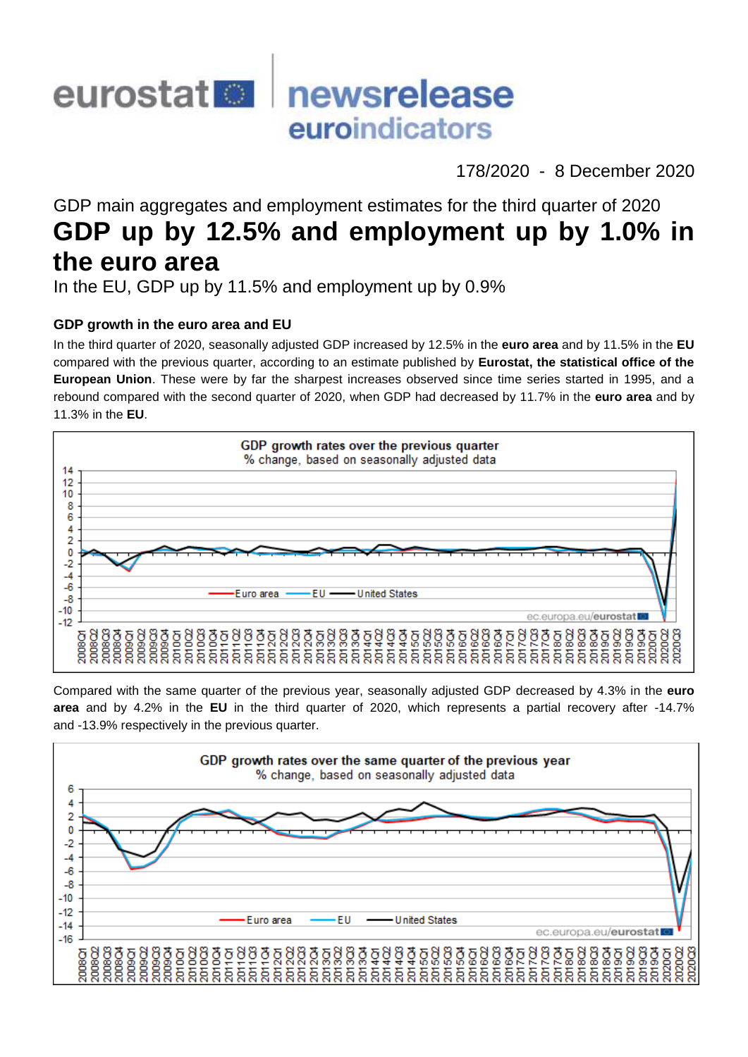# eurostat newsrelease euroindicators

178/2020 - 8 December 2020

GDP main aggregates and employment estimates for the third quarter of 2020

# GDP up by 12.5% and employment up by 1.0% in the euro area

In the EU, GDP up by 11.5% and employment up by 0.9%

### GDP growth in the euro area and EU

In the third quarter of 2020, seasonally adjusted GDP increased by 12.5% in the **euro area** and by 11.5% in the **EU** compared with the previous quarter, according to an estimate published by **Eurostat, the statistical office of the European Union**. These were by far the sharpest increases observed since time series started in 1995, and a rebound compared with the second quarter of 2020, when GDP had decreased by 11.7% in the **euro area** and by 11.3% in the **EU**.

GDP growth rates over the previous quarter
% change, based on seasonally adjusted data

Compared with the same quarter of the previous year, seasonally adjusted GDP decreased by 4.3% in the **euro area** and by 4.2% in the **EU** in the third quarter of 2020, which represents a partial recovery after -14.7% and -13.9% respectively in the previous quarter.

GDP growth rates over the same quarter of the previous year
% change, based on seasonally adjusted data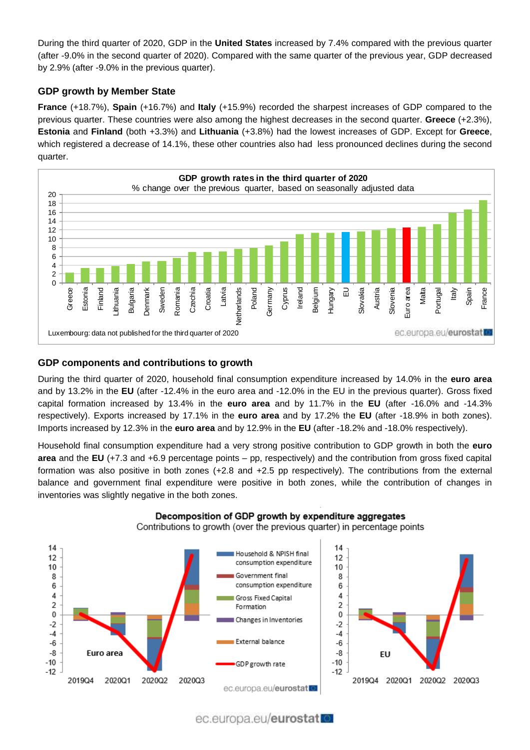During the third quarter of 2020, GDP in the **United States** increased by 7.4% compared with the previous quarter (after -9.0% in the second quarter of 2020). Compared with the same quarter of the previous year, GDP decreased by 2.9% (after -9.0% in the previous quarter).

### GDP growth by Member State

**France** (+18.7%), **Spain** (+16.7%) and **Italy** (+15.9%) recorded the sharpest increases of GDP compared to the previous quarter. These countries were also among the highest decreases in the second quarter. **Greece** (+2.3%), **Estonia** and **Finland** (both +3.3%) and **Lithuania** (+3.8%) had the lowest increases of GDP. Except for **Greece**, which registered a decrease of 14.1%, these other countries also had less pronounced declines during the second quarter.

**GDP growth rates in the third quarter of 2020**
% change over the previous quarter, based on seasonally adjusted data

Luxembourg: data not published for the third quarter of 2020

### GDP components and contributions to growth

During the third quarter of 2020, household final consumption expenditure increased by 14.0% in the **euro area** and by 13.2% in the **EU** (after -12.4% in the euro area and -12.0% in the EU in the previous quarter). Gross fixed capital formation increased by 13.4% in the **euro area** and by 11.7% in the **EU** (after -16.0% and -14.3% respectively). Exports increased by 17.1% in the **euro area** and by 17.2% the **EU** (after -18.9% in both zones). Imports increased by 12.3% in the **euro area** and by 12.9% in the **EU** (after -18.2% and -18.0% respectively).

Household final consumption expenditure had a very strong positive contribution to GDP growth in both the **euro area** and the **EU** (+7.3 and +6.9 percentage points – pp, respectively) and the contribution from gross fixed capital formation was also positive in both zones (+2.8 and +2.5 pp respectively). The contributions from the external balance and government final expenditure were positive in both zones, while the contribution of changes in inventories was slightly negative in the both zones.

**Decomposition of GDP growth by expenditure aggregates**
Contributions to growth (over the previous quarter) in percentage points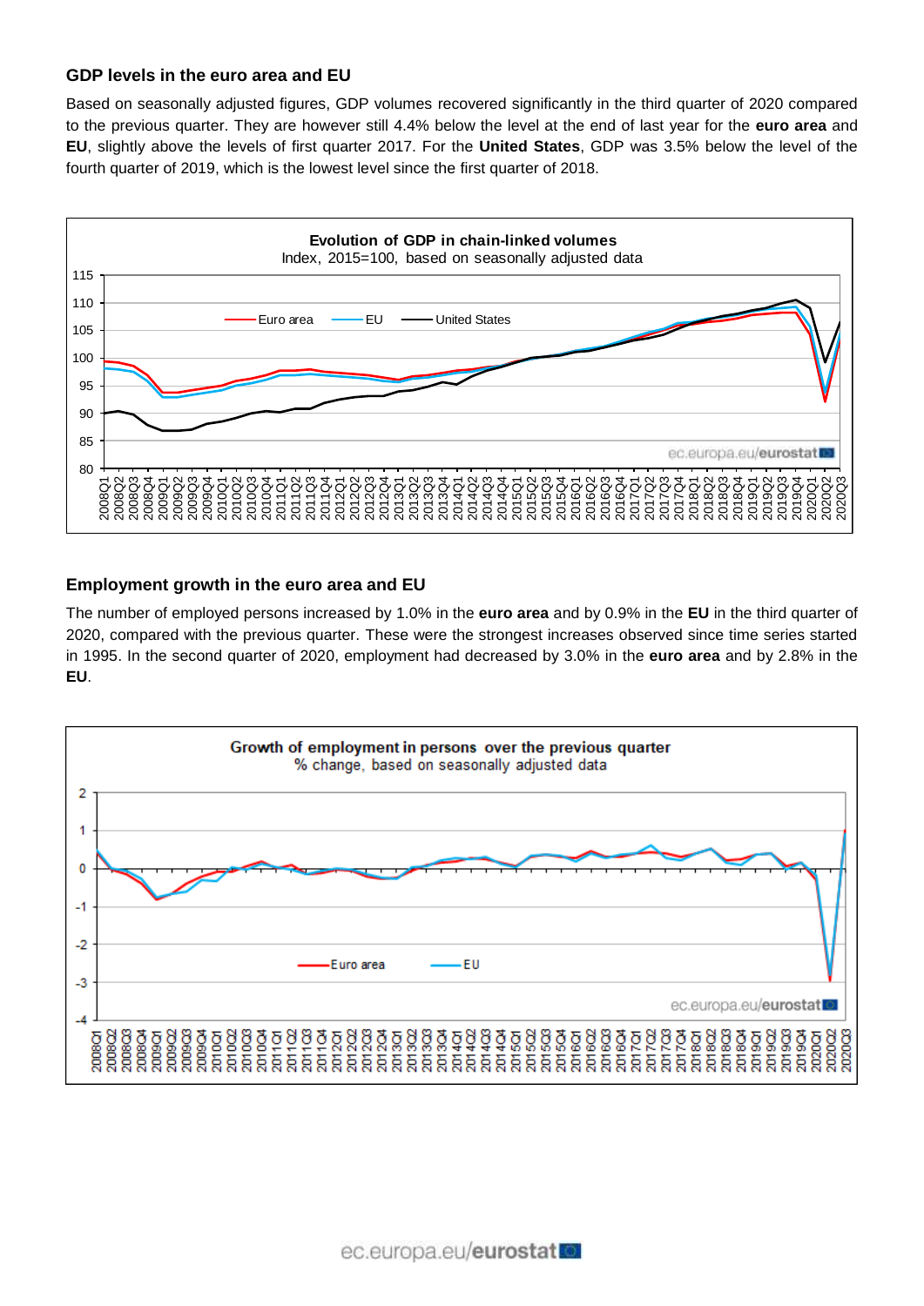### GDP levels in the euro area and EU

Based on seasonally adjusted figures, GDP volumes recovered significantly in the third quarter of 2020 compared to the previous quarter. They are however still 4.4% below the level at the end of last year for the **euro area** and **EU**, slightly above the levels of first quarter 2017. For the **United States**, GDP was 3.5% below the level of the fourth quarter of 2019, which is the lowest level since the first quarter of 2018.

**Evolution of GDP in chain-linked volumes**
Index, 2015=100, based on seasonally adjusted data

### Employment growth in the euro area and EU

The number of employed persons increased by 1.0% in the **euro area** and by 0.9% in the **EU** in the third quarter of 2020, compared with the previous quarter. These were the strongest increases observed since time series started in 1995. In the second quarter of 2020, employment had decreased by 3.0% in the **euro area** and by 2.8% in the **EU**.

**Growth of employment in persons over the previous quarter**
% change, based on seasonally adjusted data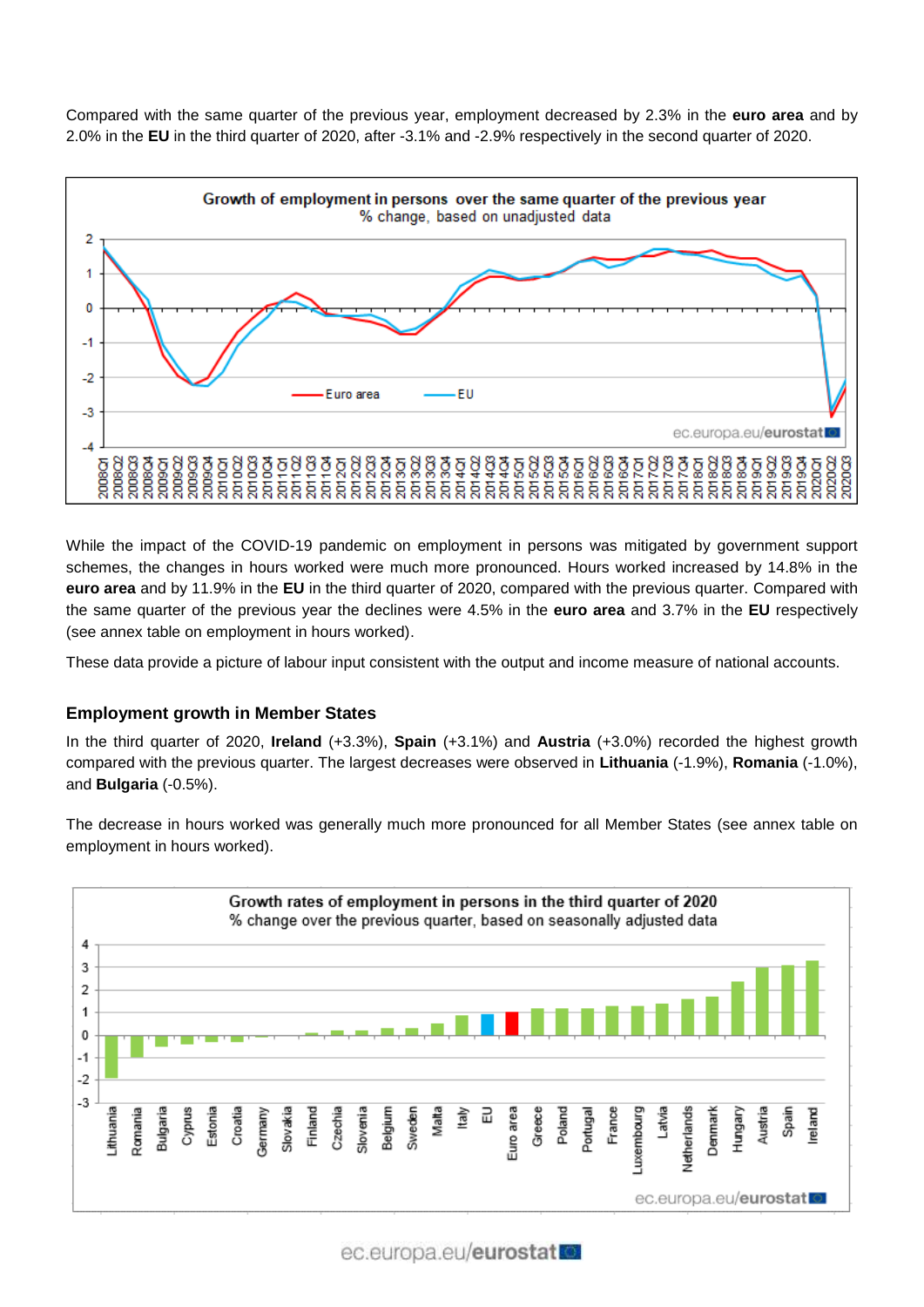Compared with the same quarter of the previous year, employment decreased by 2.3% in the **euro area** and by 2.0% in the **EU** in the third quarter of 2020, after -3.1% and -2.9% respectively in the second quarter of 2020.

**Growth of employment in persons over the same quarter of the previous year**
% change, based on unadjusted data

While the impact of the COVID-19 pandemic on employment in persons was mitigated by government support schemes, the changes in hours worked were much more pronounced. Hours worked increased by 14.8% in the **euro area** and by 11.9% in the **EU** in the third quarter of 2020, compared with the previous quarter. Compared with the same quarter of the previous year the declines were 4.5% in the **euro area** and 3.7% in the **EU** respectively (see annex table on employment in hours worked).

These data provide a picture of labour input consistent with the output and income measure of national accounts.

### Employment growth in Member States

In the third quarter of 2020, **Ireland** (+3.3%), **Spain** (+3.1%) and **Austria** (+3.0%) recorded the highest growth compared with the previous quarter. The largest decreases were observed in **Lithuania** (-1.9%), **Romania** (-1.0%), and **Bulgaria** (-0.5%).

The decrease in hours worked was generally much more pronounced for all Member States (see annex table on employment in hours worked).

**Growth rates of employment in persons in the third quarter of 2020**
% change over the previous quarter, based on seasonally adjusted data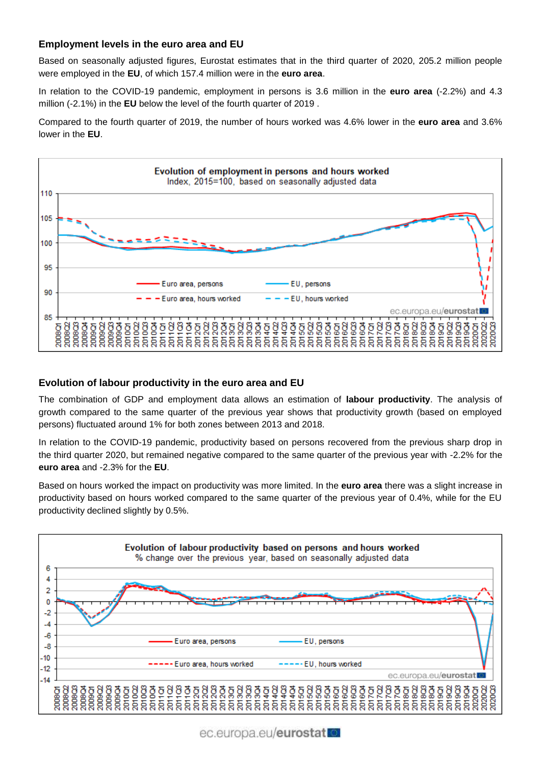## Employment levels in the euro area and EU

Based on seasonally adjusted figures, Eurostat estimates that in the third quarter of 2020, 205.2 million people were employed in the **EU**, of which 157.4 million were in the **euro area**.

In relation to the COVID-19 pandemic, employment in persons is 3.6 million in the **euro area** (-2.2%) and 4.3 million (-2.1%) in the **EU** below the level of the fourth quarter of 2019 .

Compared to the fourth quarter of 2019, the number of hours worked was 4.6% lower in the **euro area** and 3.6% lower in the **EU**.

## Evolution of labour productivity in the euro area and EU

The combination of GDP and employment data allows an estimation of **labour productivity**. The analysis of growth compared to the same quarter of the previous year shows that productivity growth (based on employed persons) fluctuated around 1% for both zones between 2013 and 2018.

In relation to the COVID-19 pandemic, productivity based on persons recovered from the previous sharp drop in the third quarter 2020, but remained negative compared to the same quarter of the previous year with -2.2% for the **euro area** and -2.3% for the **EU**.

Based on hours worked the impact on productivity was more limited. In the **euro area** there was a slight increase in productivity based on hours worked compared to the same quarter of the previous year of 0.4%, while for the EU productivity declined slightly by 0.5%.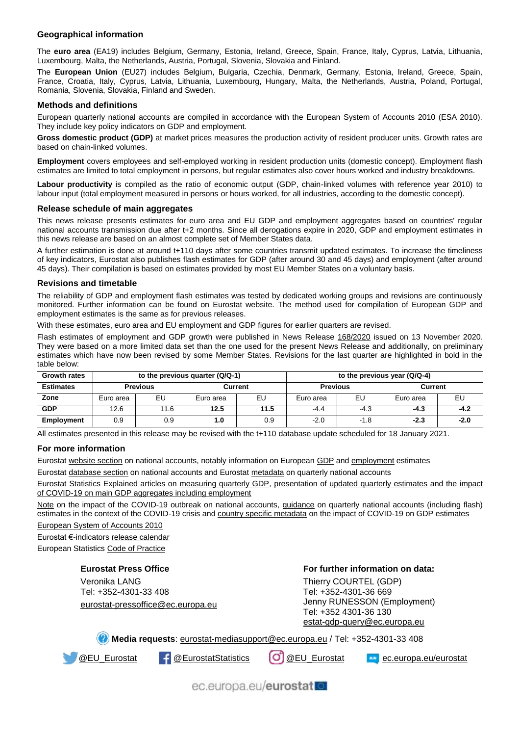### Geographical information

The **euro area** (EA19) includes Belgium, Germany, Estonia, Ireland, Greece, Spain, France, Italy, Cyprus, Latvia, Lithuania, Luxembourg, Malta, the Netherlands, Austria, Portugal, Slovenia, Slovakia and Finland.

The **European Union** (EU27) includes Belgium, Bulgaria, Czechia, Denmark, Germany, Estonia, Ireland, Greece, Spain, France, Croatia, Italy, Cyprus, Latvia, Lithuania, Luxembourg, Hungary, Malta, the Netherlands, Austria, Poland, Portugal, Romania, Slovenia, Slovakia, Finland and Sweden.

### Methods and definitions

European quarterly national accounts are compiled in accordance with the European System of Accounts 2010 (ESA 2010). They include key policy indicators on GDP and employment.

**Gross domestic product (GDP)** at market prices measures the production activity of resident producer units. Growth rates are based on chain-linked volumes.

**Employment** covers employees and self-employed working in resident production units (domestic concept). Employment flash estimates are limited to total employment in persons, but regular estimates also cover hours worked and industry breakdowns.

**Labour productivity** is compiled as the ratio of economic output (GDP, chain-linked volumes with reference year 2010) to labour input (total employment measured in persons or hours worked, for all industries, according to the domestic concept).

### Release schedule of main aggregates

This news release presents estimates for euro area and EU GDP and employment aggregates based on countries' regular national accounts transmission due after t+2 months. Since all derogations expire in 2020, GDP and employment estimates in this news release are based on an almost complete set of Member States data.

A further estimation is done at around t+110 days after some countries transmit updated estimates. To increase the timeliness of key indicators, Eurostat also publishes flash estimates for GDP (after around 30 and 45 days) and employment (after around 45 days). Their compilation is based on estimates provided by most EU Member States on a voluntary basis.

### Revisions and timetable

The reliability of GDP and employment flash estimates was tested by dedicated working groups and revisions are continuously monitored. Further information can be found on Eurostat website. The method used for compilation of European GDP and employment estimates is the same as for previous releases.

With these estimates, euro area and EU employment and GDP figures for earlier quarters are revised.

Flash estimates of employment and GDP growth were published in News Release 168/2020 issued on 13 November 2020. They were based on a more limited data set than the one used for the present News Release and additionally, on preliminary estimates which have now been revised by some Member States. Revisions for the last quarter are highlighted in bold in the table below:

| **Growth rates** | **to the previous quarter (Q/Q-1)** | | | | **to the previous year (Q/Q-4)** | | | |
|---|---|---|---|---|---|---|---|---|
| **Estimates** | **Previous** | | **Current** | | **Previous** | | **Current** | |
| **Zone** | Euro area | EU | Euro area | EU | Euro area | EU | Euro area | EU |
| **GDP** | 12.6 | 11.6 | **12.5** | **11.5** | -4.4 | -4.3 | **-4.3** | **-4.2** |
| **Employment** | 0.9 | 0.9 | **1.0** | 0.9 | -2.0 | -1.8 | **-2.3** | **-2.0** |

All estimates presented in this release may be revised with the t+110 database update scheduled for 18 January 2021.

### For more information

Eurostat website section on national accounts, notably information on European GDP and employment estimates

Eurostat database section on national accounts and Eurostat metadata on quarterly national accounts

Eurostat Statistics Explained articles on measuring quarterly GDP, presentation of updated quarterly estimates and the impact of COVID-19 on main GDP aggregates including employment

Note on the impact of the COVID-19 outbreak on national accounts, guidance on quarterly national accounts (including flash) estimates in the context of the COVID-19 crisis and country specific metadata on the impact of COVID-19 on GDP estimates

European System of Accounts 2010

Eurostat €-indicators release calendar

European Statistics Code of Practice

**Eurostat Press Office**

Veronika LANG
Tel: +352-4301-33 408
eurostat-pressoffice@ec.europa.eu

**For further information on data:**

Thierry COURTEL (GDP)
Tel: +352-4301-36 669
Jenny RUNESSON (Employment)
Tel: +352 4301-36 130
estat-gdp-query@ec.europa.eu

**Media requests**: eurostat-mediasupport@ec.europa.eu / Tel: +352-4301-33 408

@EU_Eurostat  @EurostatStatistics  @EU_Eurostat  ec.europa.eu/eurostat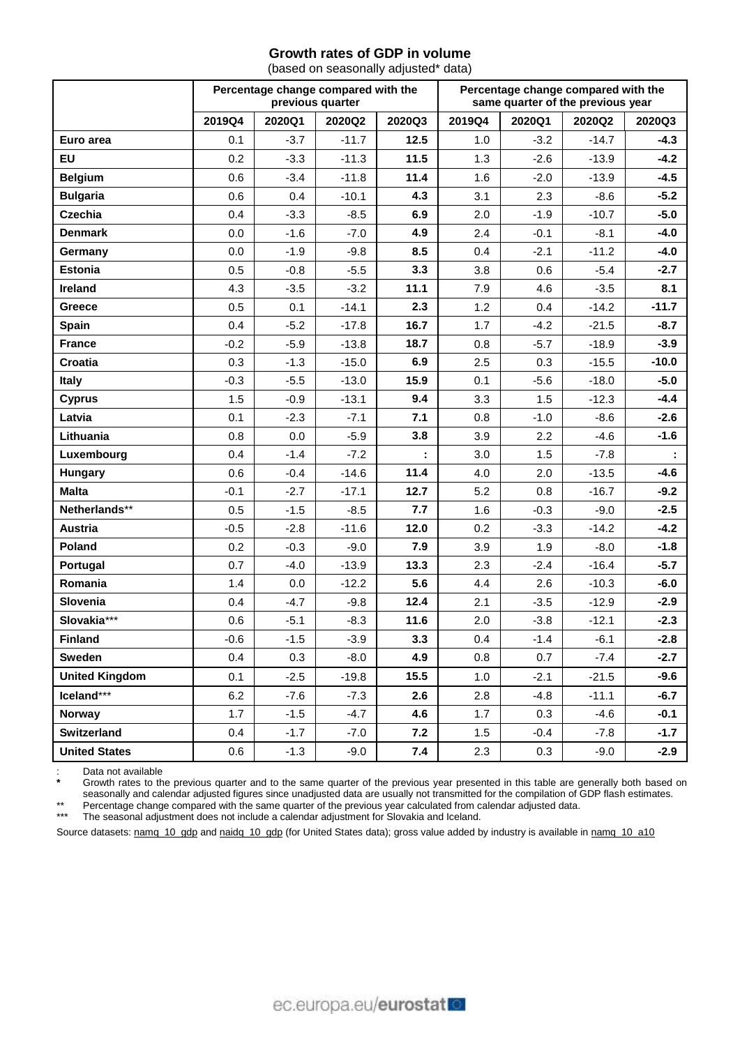## Growth rates of GDP in volume

(based on seasonally adjusted* data)

| | Percentage change compared with the previous quarter | | | | Percentage change compared with the same quarter of the previous year | | | |
|---|---|---|---|---|---|---|---|---|
| | 2019Q4 | 2020Q1 | 2020Q2 | 2020Q3 | 2019Q4 | 2020Q1 | 2020Q2 | 2020Q3 |
| **Euro area** | 0.1 | -3.7 | -11.7 | **12.5** | 1.0 | -3.2 | -14.7 | **-4.3** |
| **EU** | 0.2 | -3.3 | -11.3 | **11.5** | 1.3 | -2.6 | -13.9 | **-4.2** |
| **Belgium** | 0.6 | -3.4 | -11.8 | **11.4** | 1.6 | -2.0 | -13.9 | **-4.5** |
| **Bulgaria** | 0.6 | 0.4 | -10.1 | **4.3** | 3.1 | 2.3 | -8.6 | **-5.2** |
| **Czechia** | 0.4 | -3.3 | -8.5 | **6.9** | 2.0 | -1.9 | -10.7 | **-5.0** |
| **Denmark** | 0.0 | -1.6 | -7.0 | **4.9** | 2.4 | -0.1 | -8.1 | **-4.0** |
| **Germany** | 0.0 | -1.9 | -9.8 | **8.5** | 0.4 | -2.1 | -11.2 | **-4.0** |
| **Estonia** | 0.5 | -0.8 | -5.5 | **3.3** | 3.8 | 0.6 | -5.4 | **-2.7** |
| **Ireland** | 4.3 | -3.5 | -3.2 | **11.1** | 7.9 | 4.6 | -3.5 | **8.1** |
| **Greece** | 0.5 | 0.1 | -14.1 | **2.3** | 1.2 | 0.4 | -14.2 | **-11.7** |
| **Spain** | 0.4 | -5.2 | -17.8 | **16.7** | 1.7 | -4.2 | -21.5 | **-8.7** |
| **France** | -0.2 | -5.9 | -13.8 | **18.7** | 0.8 | -5.7 | -18.9 | **-3.9** |
| **Croatia** | 0.3 | -1.3 | -15.0 | **6.9** | 2.5 | 0.3 | -15.5 | **-10.0** |
| **Italy** | -0.3 | -5.5 | -13.0 | **15.9** | 0.1 | -5.6 | -18.0 | **-5.0** |
| **Cyprus** | 1.5 | -0.9 | -13.1 | **9.4** | 3.3 | 1.5 | -12.3 | **-4.4** |
| **Latvia** | 0.1 | -2.3 | -7.1 | **7.1** | 0.8 | -1.0 | -8.6 | **-2.6** |
| **Lithuania** | 0.8 | 0.0 | -5.9 | **3.8** | 3.9 | 2.2 | -4.6 | **-1.6** |
| **Luxembourg** | 0.4 | -1.4 | -7.2 | **:** | 3.0 | 1.5 | -7.8 | **:** |
| **Hungary** | 0.6 | -0.4 | -14.6 | **11.4** | 4.0 | 2.0 | -13.5 | **-4.6** |
| **Malta** | -0.1 | -2.7 | -17.1 | **12.7** | 5.2 | 0.8 | -16.7 | **-9.2** |
| **Netherlands**** | 0.5 | -1.5 | -8.5 | **7.7** | 1.6 | -0.3 | -9.0 | **-2.5** |
| **Austria** | -0.5 | -2.8 | -11.6 | **12.0** | 0.2 | -3.3 | -14.2 | **-4.2** |
| **Poland** | 0.2 | -0.3 | -9.0 | **7.9** | 3.9 | 1.9 | -8.0 | **-1.8** |
| **Portugal** | 0.7 | -4.0 | -13.9 | **13.3** | 2.3 | -2.4 | -16.4 | **-5.7** |
| **Romania** | 1.4 | 0.0 | -12.2 | **5.6** | 4.4 | 2.6 | -10.3 | **-6.0** |
| **Slovenia** | 0.4 | -4.7 | -9.8 | **12.4** | 2.1 | -3.5 | -12.9 | **-2.9** |
| **Slovakia***** | 0.6 | -5.1 | -8.3 | **11.6** | 2.0 | -3.8 | -12.1 | **-2.3** |
| **Finland** | -0.6 | -1.5 | -3.9 | **3.3** | 0.4 | -1.4 | -6.1 | **-2.8** |
| **Sweden** | 0.4 | 0.3 | -8.0 | **4.9** | 0.8 | 0.7 | -7.4 | **-2.7** |
| **United Kingdom** | 0.1 | -2.5 | -19.8 | **15.5** | 1.0 | -2.1 | -21.5 | **-9.6** |
| **Iceland***** | 6.2 | -7.6 | -7.3 | **2.6** | 2.8 | -4.8 | -11.1 | **-6.7** |
| **Norway** | 1.7 | -1.5 | -4.7 | **4.6** | 1.7 | 0.3 | -4.6 | **-0.1** |
| **Switzerland** | 0.4 | -1.7 | -7.0 | **7.2** | 1.5 | -0.4 | -7.8 | **-1.7** |
| **United States** | 0.6 | -1.3 | -9.0 | **7.4** | 2.3 | 0.3 | -9.0 | **-2.9** |

: Data not available

\* Growth rates to the previous quarter and to the same quarter of the previous year presented in this table are generally both based on seasonally and calendar adjusted figures since unadjusted data are usually not transmitted for the compilation of GDP flash estimates.

** Percentage change compared with the same quarter of the previous year calculated from calendar adjusted data.

*** The seasonal adjustment does not include a calendar adjustment for Slovakia and Iceland.

Source datasets: namq_10_gdp and naidq_10_gdp (for United States data); gross value added by industry is available in namq_10_a10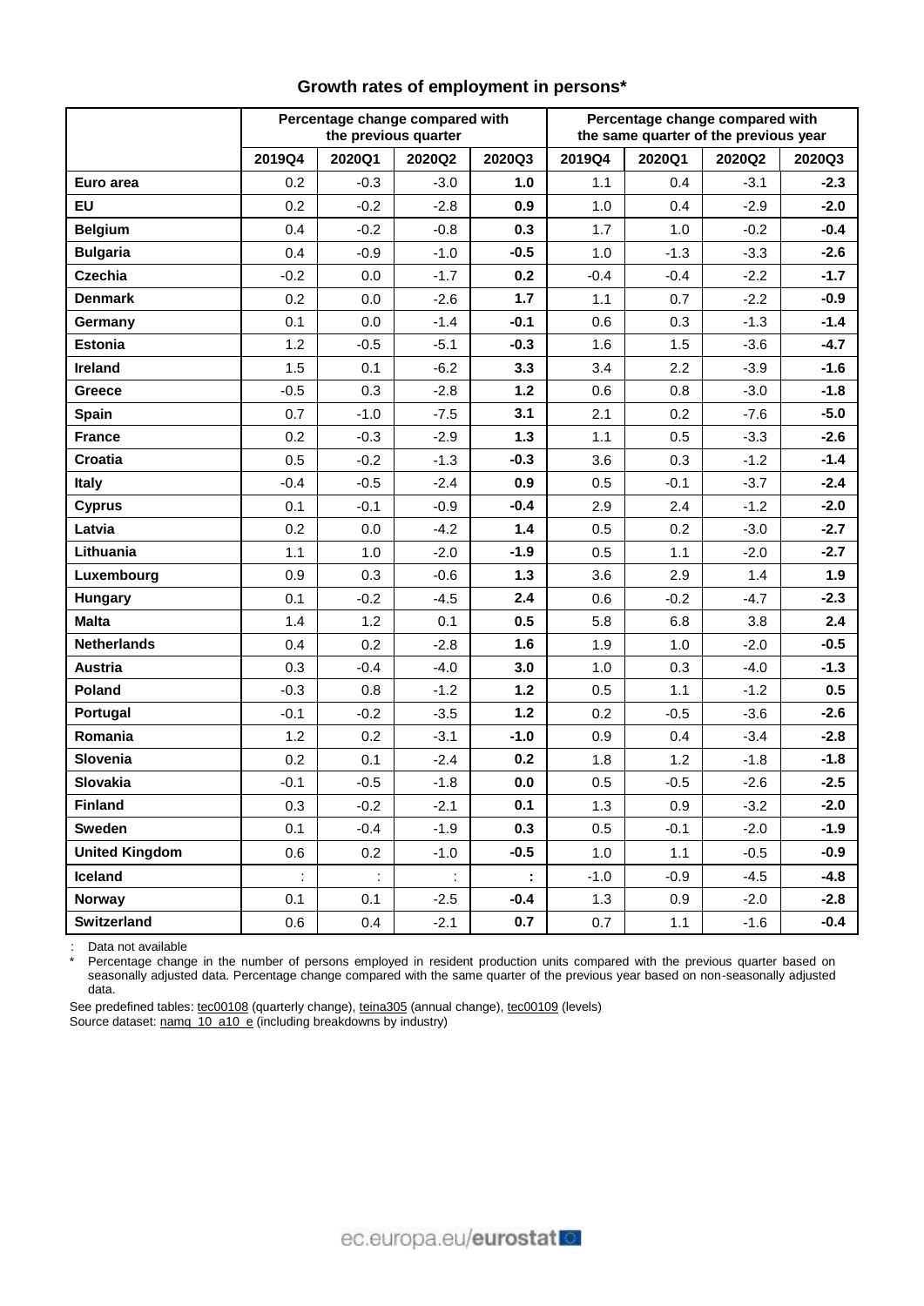**Growth rates of employment in persons***

| | Percentage change compared with the previous quarter | | | | Percentage change compared with the same quarter of the previous year | | | |
|---|---|---|---|---|---|---|---|---|
| | 2019Q4 | 2020Q1 | 2020Q2 | 2020Q3 | 2019Q4 | 2020Q1 | 2020Q2 | 2020Q3 |
| **Euro area** | 0.2 | -0.3 | -3.0 | **1.0** | 1.1 | 0.4 | -3.1 | **-2.3** |
| **EU** | 0.2 | -0.2 | -2.8 | **0.9** | 1.0 | 0.4 | -2.9 | **-2.0** |
| **Belgium** | 0.4 | -0.2 | -0.8 | **0.3** | 1.7 | 1.0 | -0.2 | **-0.4** |
| **Bulgaria** | 0.4 | -0.9 | -1.0 | **-0.5** | 1.0 | -1.3 | -3.3 | **-2.6** |
| **Czechia** | -0.2 | 0.0 | -1.7 | **0.2** | -0.4 | -0.4 | -2.2 | **-1.7** |
| **Denmark** | 0.2 | 0.0 | -2.6 | **1.7** | 1.1 | 0.7 | -2.2 | **-0.9** |
| **Germany** | 0.1 | 0.0 | -1.4 | **-0.1** | 0.6 | 0.3 | -1.3 | **-1.4** |
| **Estonia** | 1.2 | -0.5 | -5.1 | **-0.3** | 1.6 | 1.5 | -3.6 | **-4.7** |
| **Ireland** | 1.5 | 0.1 | -6.2 | **3.3** | 3.4 | 2.2 | -3.9 | **-1.6** |
| **Greece** | -0.5 | 0.3 | -2.8 | **1.2** | 0.6 | 0.8 | -3.0 | **-1.8** |
| **Spain** | 0.7 | -1.0 | -7.5 | **3.1** | 2.1 | 0.2 | -7.6 | **-5.0** |
| **France** | 0.2 | -0.3 | -2.9 | **1.3** | 1.1 | 0.5 | -3.3 | **-2.6** |
| **Croatia** | 0.5 | -0.2 | -1.3 | **-0.3** | 3.6 | 0.3 | -1.2 | **-1.4** |
| **Italy** | -0.4 | -0.5 | -2.4 | **0.9** | 0.5 | -0.1 | -3.7 | **-2.4** |
| **Cyprus** | 0.1 | -0.1 | -0.9 | **-0.4** | 2.9 | 2.4 | -1.2 | **-2.0** |
| **Latvia** | 0.2 | 0.0 | -4.2 | **1.4** | 0.5 | 0.2 | -3.0 | **-2.7** |
| **Lithuania** | 1.1 | 1.0 | -2.0 | **-1.9** | 0.5 | 1.1 | -2.0 | **-2.7** |
| **Luxembourg** | 0.9 | 0.3 | -0.6 | **1.3** | 3.6 | 2.9 | 1.4 | **1.9** |
| **Hungary** | 0.1 | -0.2 | -4.5 | **2.4** | 0.6 | -0.2 | -4.7 | **-2.3** |
| **Malta** | 1.4 | 1.2 | 0.1 | **0.5** | 5.8 | 6.8 | 3.8 | **2.4** |
| **Netherlands** | 0.4 | 0.2 | -2.8 | **1.6** | 1.9 | 1.0 | -2.0 | **-0.5** |
| **Austria** | 0.3 | -0.4 | -4.0 | **3.0** | 1.0 | 0.3 | -4.0 | **-1.3** |
| **Poland** | -0.3 | 0.8 | -1.2 | **1.2** | 0.5 | 1.1 | -1.2 | **0.5** |
| **Portugal** | -0.1 | -0.2 | -3.5 | **1.2** | 0.2 | -0.5 | -3.6 | **-2.6** |
| **Romania** | 1.2 | 0.2 | -3.1 | **-1.0** | 0.9 | 0.4 | -3.4 | **-2.8** |
| **Slovenia** | 0.2 | 0.1 | -2.4 | **0.2** | 1.8 | 1.2 | -1.8 | **-1.8** |
| **Slovakia** | -0.1 | -0.5 | -1.8 | **0.0** | 0.5 | -0.5 | -2.6 | **-2.5** |
| **Finland** | 0.3 | -0.2 | -2.1 | **0.1** | 1.3 | 0.9 | -3.2 | **-2.0** |
| **Sweden** | 0.1 | -0.4 | -1.9 | **0.3** | 0.5 | -0.1 | -2.0 | **-1.9** |
| **United Kingdom** | 0.6 | 0.2 | -1.0 | **-0.5** | 1.0 | 1.1 | -0.5 | **-0.9** |
| **Iceland** | : | : | : | **:** | -1.0 | -0.9 | -4.5 | **-4.8** |
| **Norway** | 0.1 | 0.1 | -2.5 | **-0.4** | 1.3 | 0.9 | -2.0 | **-2.8** |
| **Switzerland** | 0.6 | 0.4 | -2.1 | **0.7** | 0.7 | 1.1 | -1.6 | **-0.4** |

: Data not available

\* Percentage change in the number of persons employed in resident production units compared with the previous quarter based on seasonally adjusted data. Percentage change compared with the same quarter of the previous year based on non-seasonally adjusted data.

See predefined tables: tec00108 (quarterly change), teina305 (annual change), tec00109 (levels)

Source dataset: namq_10_a10_e (including breakdowns by industry)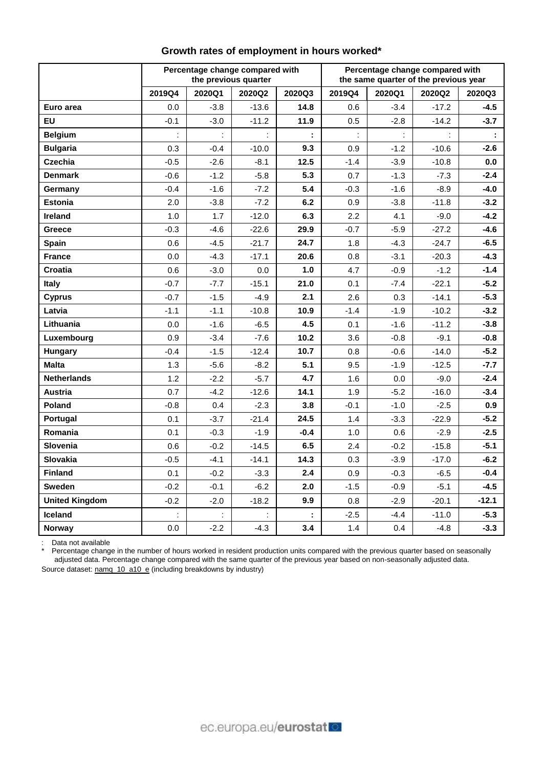**Growth rates of employment in hours worked***

| | Percentage change compared with the previous quarter | | | | Percentage change compared with the same quarter of the previous year | | | |
|---|---|---|---|---|---|---|---|---|
| | 2019Q4 | 2020Q1 | 2020Q2 | 2020Q3 | 2019Q4 | 2020Q1 | 2020Q2 | 2020Q3 |
| **Euro area** | 0.0 | -3.8 | -13.6 | **14.8** | 0.6 | -3.4 | -17.2 | **-4.5** |
| **EU** | -0.1 | -3.0 | -11.2 | **11.9** | 0.5 | -2.8 | -14.2 | **-3.7** |
| **Belgium** | : | : | : | **:** | : | : | : | **:** |
| **Bulgaria** | 0.3 | -0.4 | -10.0 | **9.3** | 0.9 | -1.2 | -10.6 | **-2.6** |
| **Czechia** | -0.5 | -2.6 | -8.1 | **12.5** | -1.4 | -3.9 | -10.8 | **0.0** |
| **Denmark** | -0.6 | -1.2 | -5.8 | **5.3** | 0.7 | -1.3 | -7.3 | **-2.4** |
| **Germany** | -0.4 | -1.6 | -7.2 | **5.4** | -0.3 | -1.6 | -8.9 | **-4.0** |
| **Estonia** | 2.0 | -3.8 | -7.2 | **6.2** | 0.9 | -3.8 | -11.8 | **-3.2** |
| **Ireland** | 1.0 | 1.7 | -12.0 | **6.3** | 2.2 | 4.1 | -9.0 | **-4.2** |
| **Greece** | -0.3 | -4.6 | -22.6 | **29.9** | -0.7 | -5.9 | -27.2 | **-4.6** |
| **Spain** | 0.6 | -4.5 | -21.7 | **24.7** | 1.8 | -4.3 | -24.7 | **-6.5** |
| **France** | 0.0 | -4.3 | -17.1 | **20.6** | 0.8 | -3.1 | -20.3 | **-4.3** |
| **Croatia** | 0.6 | -3.0 | 0.0 | **1.0** | 4.7 | -0.9 | -1.2 | **-1.4** |
| **Italy** | -0.7 | -7.7 | -15.1 | **21.0** | 0.1 | -7.4 | -22.1 | **-5.2** |
| **Cyprus** | -0.7 | -1.5 | -4.9 | **2.1** | 2.6 | 0.3 | -14.1 | **-5.3** |
| **Latvia** | -1.1 | -1.1 | -10.8 | **10.9** | -1.4 | -1.9 | -10.2 | **-3.2** |
| **Lithuania** | 0.0 | -1.6 | -6.5 | **4.5** | 0.1 | -1.6 | -11.2 | **-3.8** |
| **Luxembourg** | 0.9 | -3.4 | -7.6 | **10.2** | 3.6 | -0.8 | -9.1 | **-0.8** |
| **Hungary** | -0.4 | -1.5 | -12.4 | **10.7** | 0.8 | -0.6 | -14.0 | **-5.2** |
| **Malta** | 1.3 | -5.6 | -8.2 | **5.1** | 9.5 | -1.9 | -12.5 | **-7.7** |
| **Netherlands** | 1.2 | -2.2 | -5.7 | **4.7** | 1.6 | 0.0 | -9.0 | **-2.4** |
| **Austria** | 0.7 | -4.2 | -12.6 | **14.1** | 1.9 | -5.2 | -16.0 | **-3.4** |
| **Poland** | -0.8 | 0.4 | -2.3 | **3.8** | -0.1 | -1.0 | -2.5 | **0.9** |
| **Portugal** | 0.1 | -3.7 | -21.4 | **24.5** | 1.4 | -3.3 | -22.9 | **-5.2** |
| **Romania** | 0.1 | -0.3 | -1.9 | **-0.4** | 1.0 | 0.6 | -2.9 | **-2.5** |
| **Slovenia** | 0.6 | -0.2 | -14.5 | **6.5** | 2.4 | -0.2 | -15.8 | **-5.1** |
| **Slovakia** | -0.5 | -4.1 | -14.1 | **14.3** | 0.3 | -3.9 | -17.0 | **-6.2** |
| **Finland** | 0.1 | -0.2 | -3.3 | **2.4** | 0.9 | -0.3 | -6.5 | **-0.4** |
| **Sweden** | -0.2 | -0.1 | -6.2 | **2.0** | -1.5 | -0.9 | -5.1 | **-4.5** |
| **United Kingdom** | -0.2 | -2.0 | -18.2 | **9.9** | 0.8 | -2.9 | -20.1 | **-12.1** |
| **Iceland** | : | : | : | **:** | -2.5 | -4.4 | -11.0 | **-5.3** |
| **Norway** | 0.0 | -2.2 | -4.3 | **3.4** | 1.4 | 0.4 | -4.8 | **-3.3** |

: Data not available

\* Percentage change in the number of hours worked in resident production units compared with the previous quarter based on seasonally adjusted data. Percentage change compared with the same quarter of the previous year based on non-seasonally adjusted data.

Source dataset: namq_10_a10_e (including breakdowns by industry)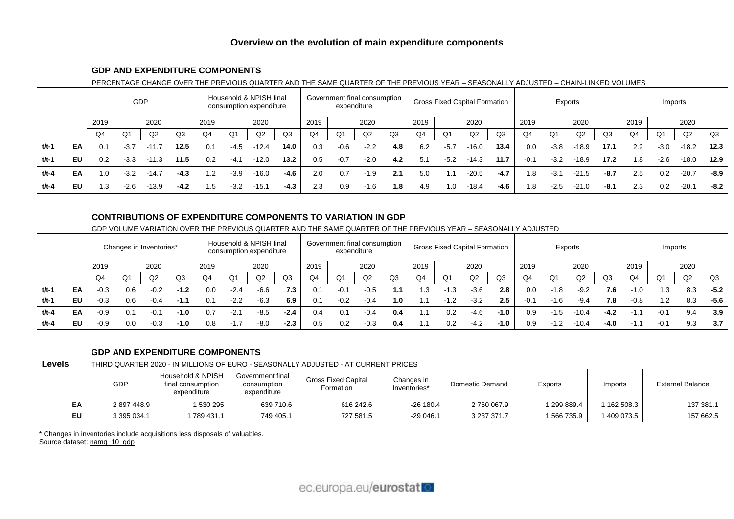## Overview on the evolution of main expenditure components

### GDP AND EXPENDITURE COMPONENTS

PERCENTAGE CHANGE OVER THE PREVIOUS QUARTER AND THE SAME QUARTER OF THE PREVIOUS YEAR – SEASONALLY ADJUSTED – CHAIN-LINKED VOLUMES

| | | GDP | | | | Household & NPISH final consumption expenditure | | | | Government final consumption expenditure | | | | Gross Fixed Capital Formation | | | | Exports | | | | Imports | | | |
|---|---|---|---|---|---|---|---|---|---|---|---|---|---|---|---|---|---|---|---|---|---|---|---|---|---|
| | | 2019 | 2020 | | | 2019 | 2020 | | | 2019 | 2020 | | | 2019 | 2020 | | | 2019 | 2020 | | | 2019 | 2020 | | |
| | | Q4 | Q1 | Q2 | Q3 | Q4 | Q1 | Q2 | Q3 | Q4 | Q1 | Q2 | Q3 | Q4 | Q1 | Q2 | Q3 | Q4 | Q1 | Q2 | Q3 | Q4 | Q1 | Q2 | Q3 |
| t/t-1 | EA | 0.1 | -3.7 | -11.7 | **12.5** | 0.1 | -4.5 | -12.4 | **14.0** | 0.3 | -0.6 | -2.2 | **4.8** | 6.2 | -5.7 | -16.0 | **13.4** | 0.0 | -3.8 | -18.9 | **17.1** | 2.2 | -3.0 | -18.2 | **12.3** |
| t/t-1 | EU | 0.2 | -3.3 | -11.3 | **11.5** | 0.2 | -4.1 | -12.0 | **13.2** | 0.5 | -0.7 | -2.0 | **4.2** | 5.1 | -5.2 | -14.3 | **11.7** | -0.1 | -3.2 | -18.9 | **17.2** | 1.8 | -2.6 | -18.0 | **12.9** |
| t/t-4 | EA | 1.0 | -3.2 | -14.7 | **-4.3** | 1.2 | -3.9 | -16.0 | **-4.6** | 2.0 | 0.7 | -1.9 | **2.1** | 5.0 | 1.1 | -20.5 | **-4.7** | 1.8 | -3.1 | -21.5 | **-8.7** | 2.5 | 0.2 | -20.7 | **-8.9** |
| t/t-4 | EU | 1.3 | -2.6 | -13.9 | **-4.2** | 1.5 | -3.2 | -15.1 | **-4.3** | 2.3 | 0.9 | -1.6 | **1.8** | 4.9 | 1.0 | -18.4 | **-4.6** | 1.8 | -2.5 | -21.0 | **-8.1** | 2.3 | 0.2 | -20.1 | **-8.2** |

### CONTRIBUTIONS OF EXPENDITURE COMPONENTS TO VARIATION IN GDP

GDP VOLUME VARIATION OVER THE PREVIOUS QUARTER AND THE SAME QUARTER OF THE PREVIOUS YEAR – SEASONALLY ADJUSTED

| | | Changes in Inventories* | | | | Household & NPISH final consumption expenditure | | | | Government final consumption expenditure | | | | Gross Fixed Capital Formation | | | | Exports | | | | Imports | | | |
|---|---|---|---|---|---|---|---|---|---|---|---|---|---|---|---|---|---|---|---|---|---|---|---|---|---|
| | | 2019 | 2020 | | | 2019 | 2020 | | | 2019 | 2020 | | | 2019 | 2020 | | | 2019 | 2020 | | | 2019 | 2020 | | |
| | | Q4 | Q1 | Q2 | Q3 | Q4 | Q1 | Q2 | Q3 | Q4 | Q1 | Q2 | Q3 | Q4 | Q1 | Q2 | Q3 | Q4 | Q1 | Q2 | Q3 | Q4 | Q1 | Q2 | Q3 |
| t/t-1 | EA | -0.3 | 0.6 | -0.2 | **-1.2** | 0.0 | -2.4 | -6.6 | **7.3** | 0.1 | -0.1 | -0.5 | **1.1** | 1.3 | -1.3 | -3.6 | **2.8** | 0.0 | -1.8 | -9.2 | **7.6** | -1.0 | 1.3 | 8.3 | **-5.2** |
| t/t-1 | EU | -0.3 | 0.6 | -0.4 | **-1.1** | 0.1 | -2.2 | -6.3 | **6.9** | 0.1 | -0.2 | -0.4 | **1.0** | 1.1 | -1.2 | -3.2 | **2.5** | -0.1 | -1.6 | -9.4 | **7.8** | -0.8 | 1.2 | 8.3 | **-5.6** |
| t/t-4 | EA | -0.9 | 0.1 | -0.1 | **-1.0** | 0.7 | -2.1 | -8.5 | **-2.4** | 0.4 | 0.1 | -0.4 | **0.4** | 1.1 | 0.2 | -4.6 | **-1.0** | 0.9 | -1.5 | -10.4 | **-4.2** | -1.1 | -0.1 | 9.4 | **3.9** |
| t/t-4 | EU | -0.9 | 0.0 | -0.3 | **-1.0** | 0.8 | -1.7 | -8.0 | **-2.3** | 0.5 | 0.2 | -0.3 | **0.4** | 1.1 | 0.2 | -4.2 | **-1.0** | 0.9 | -1.2 | -10.4 | **-4.0** | -1.1 | -0.1 | 9.3 | **3.7** |

### GDP AND EXPENDITURE COMPONENTS

**Levels** THIRD QUARTER 2020 - IN MILLIONS OF EURO - SEASONALLY ADJUSTED - AT CURRENT PRICES

| | GDP | Household & NPISH final consumption expenditure | Government final consumption expenditure | Gross Fixed Capital Formation | Changes in Inventories* | Domestic Demand | Exports | Imports | External Balance |
|---|---|---|---|---|---|---|---|---|---|
| **EA** | 2 897 448.9 | 1 530 295 | 639 710.6 | 616 242.6 | -26 180.4 | 2 760 067.9 | 1 299 889.4 | 1 162 508.3 | 137 381.1 |
| **EU** | 3 395 034.1 | 1 789 431.1 | 749 405.1 | 727 581.5 | -29 046.1 | 3 237 371.7 | 1 566 735.9 | 1 409 073.5 | 157 662.5 |

\* Changes in inventories include acquisitions less disposals of valuables.
Source dataset: namq_10_gdp